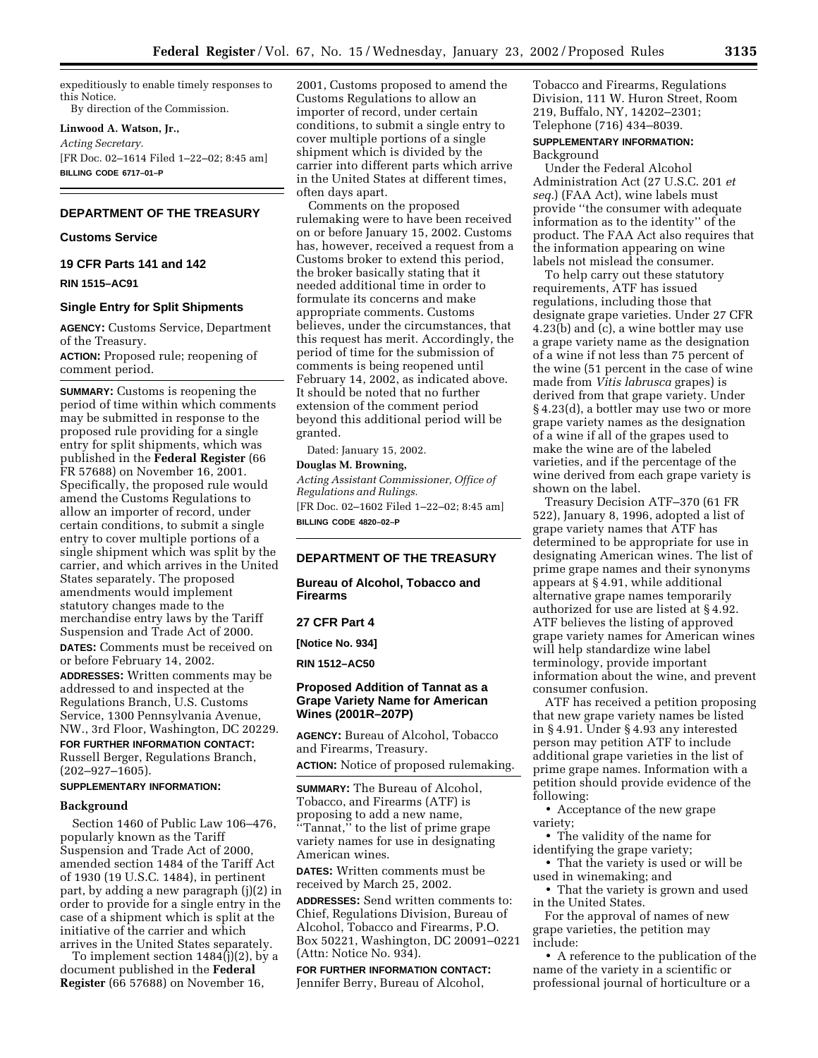expeditiously to enable timely responses to this Notice.

By direction of the Commission.

**Linwood A. Watson, Jr.,**

*Acting Secretary.*

[FR Doc. 02–1614 Filed 1–22–02; 8:45 am]

**BILLING CODE 6717–01–P**

## DEPARTMENT OF THE TREASURY

### Customs Service

### 19 CFR Parts 141 and 142

**RIN 1515–AC91**

### Single Entry for Split Shipments

**AGENCY:** Customs Service, Department of the Treasury.

**ACTION:** Proposed rule; reopening of comment period.

**SUMMARY:** Customs is reopening the period of time within which comments may be submitted in response to the proposed rule providing for a single entry for split shipments, which was published in the **Federal Register** (66 FR 57688) on November 16, 2001. Specifically, the proposed rule would amend the Customs Regulations to allow an importer of record, under certain conditions, to submit a single entry to cover multiple portions of a single shipment which was split by the carrier, and which arrives in the United States separately. The proposed amendments would implement statutory changes made to the merchandise entry laws by the Tariff Suspension and Trade Act of 2000.

**DATES:** Comments must be received on or before February 14, 2002.

**ADDRESSES:** Written comments may be addressed to and inspected at the Regulations Branch, U.S. Customs Service, 1300 Pennsylvania Avenue, NW., 3rd Floor, Washington, DC 20229.

**FOR FURTHER INFORMATION CONTACT:** Russell Berger, Regulations Branch, (202–927–1605).

**SUPPLEMENTARY INFORMATION:**

#### Background

Section 1460 of Public Law 106–476, popularly known as the Tariff Suspension and Trade Act of 2000, amended section 1484 of the Tariff Act of 1930 (19 U.S.C. 1484), in pertinent part, by adding a new paragraph (j)(2) in order to provide for a single entry in the case of a shipment which is split at the initiative of the carrier and which arrives in the United States separately.

To implement section 1484(j)(2), by a document published in the **Federal Register** (66 57688) on November 16, 2001, Customs proposed to amend the Customs Regulations to allow an importer of record, under certain conditions, to submit a single entry to cover multiple portions of a single shipment which is divided by the carrier into different parts which arrive in the United States at different times, often days apart.

Comments on the proposed rulemaking were to have been received on or before January 15, 2002. Customs has, however, received a request from a Customs broker to extend this period, the broker basically stating that it needed additional time in order to formulate its concerns and make appropriate comments. Customs believes, under the circumstances, that this request has merit. Accordingly, the period of time for the submission of comments is being reopened until February 14, 2002, as indicated above. It should be noted that no further extension of the comment period beyond this additional period will be granted.

Dated: January 15, 2002.

**Douglas M. Browning,**

*Acting Assistant Commissioner, Office of Regulations and Rulings.*

[FR Doc. 02–1602 Filed 1–22–02; 8:45 am]

**BILLING CODE 4820–02–P**

## DEPARTMENT OF THE TREASURY

### Bureau of Alcohol, Tobacco and Firearms

### 27 CFR Part 4

**[Notice No. 934]**

**RIN 1512–AC50**

### Proposed Addition of Tannat as a Grape Variety Name for American Wines (2001R–207P)

**AGENCY:** Bureau of Alcohol, Tobacco and Firearms, Treasury.

**ACTION:** Notice of proposed rulemaking.

**SUMMARY:** The Bureau of Alcohol, Tobacco, and Firearms (ATF) is proposing to add a new name, "Tannat," to the list of prime grape variety names for use in designating American wines.

**DATES:** Written comments must be received by March 25, 2002.

**ADDRESSES:** Send written comments to: Chief, Regulations Division, Bureau of Alcohol, Tobacco and Firearms, P.O. Box 50221, Washington, DC 20091–0221 (Attn: Notice No. 934).

**FOR FURTHER INFORMATION CONTACT:** Jennifer Berry, Bureau of Alcohol, Tobacco and Firearms, Regulations Division, 111 W. Huron Street, Room 219, Buffalo, NY, 14202–2301; Telephone (716) 434–8039.

**SUPPLEMENTARY INFORMATION:**

Background

Under the Federal Alcohol Administration Act (27 U.S.C. 201 *et seq.*) (FAA Act), wine labels must provide "the consumer with adequate information as to the identity" of the product. The FAA Act also requires that the information appearing on wine labels not mislead the consumer.

To help carry out these statutory requirements, ATF has issued regulations, including those that designate grape varieties. Under 27 CFR 4.23(b) and (c), a wine bottler may use a grape variety name as the designation of a wine if not less than 75 percent of the wine (51 percent in the case of wine made from *Vitis labrusca* grapes) is derived from that grape variety. Under § 4.23(d), a bottler may use two or more grape variety names as the designation of a wine if all of the grapes used to make the wine are of the labeled varieties, and if the percentage of the wine derived from each grape variety is shown on the label.

Treasury Decision ATF–370 (61 FR 522), January 8, 1996, adopted a list of grape variety names that ATF has determined to be appropriate for use in designating American wines. The list of prime grape names and their synonyms appears at § 4.91, while additional alternative grape names temporarily authorized for use are listed at § 4.92. ATF believes the listing of approved grape variety names for American wines will help standardize wine label terminology, provide important information about the wine, and prevent consumer confusion.

ATF has received a petition proposing that new grape variety names be listed in § 4.91. Under § 4.93 any interested person may petition ATF to include additional grape varieties in the list of prime grape names. Information with a petition should provide evidence of the following:

- Acceptance of the new grape variety;
- The validity of the name for identifying the grape variety;
- That the variety is used or will be used in winemaking; and
- That the variety is grown and used in the United States.

For the approval of names of new grape varieties, the petition may include:

- A reference to the publication of the name of the variety in a scientific or professional journal of horticulture or a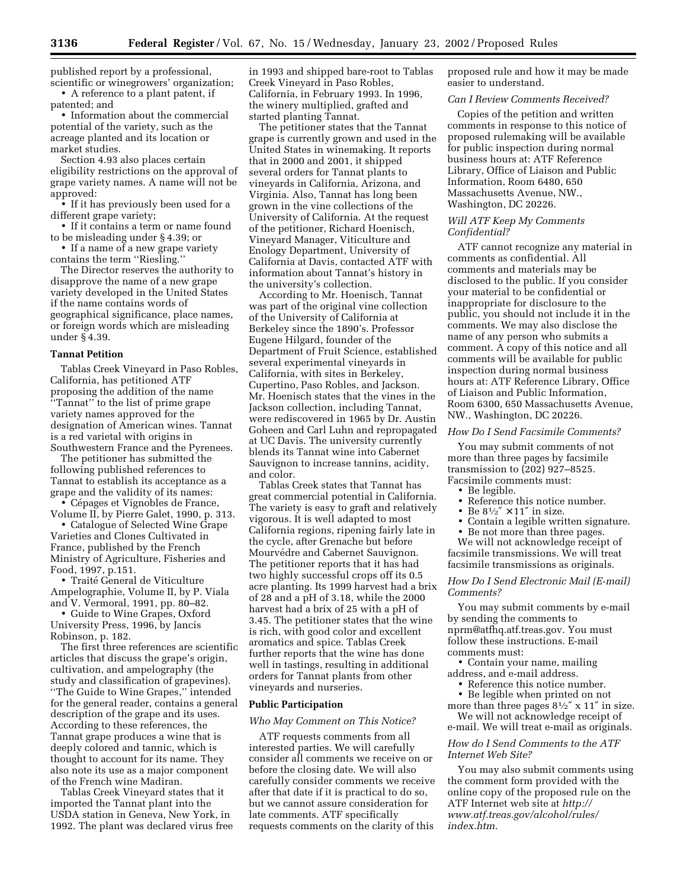published report by a professional, scientific or winegrowers' organization;

• A reference to a plant patent, if patented; and

• Information about the commercial potential of the variety, such as the acreage planted and its location or market studies.

Section 4.93 also places certain eligibility restrictions on the approval of grape variety names. A name will not be approved:

• If it has previously been used for a different grape variety;

• If it contains a term or name found to be misleading under § 4.39; or

• If a name of a new grape variety contains the term ''Riesling.''

The Director reserves the authority to disapprove the name of a new grape variety developed in the United States if the name contains words of geographical significance, place names, or foreign words which are misleading under § 4.39.

**Tannat Petition**

Tablas Creek Vineyard in Paso Robles, California, has petitioned ATF proposing the addition of the name ''Tannat'' to the list of prime grape variety names approved for the designation of American wines. Tannat is a red varietal with origins in Southwestern France and the Pyrenees.

The petitioner has submitted the following published references to Tannat to establish its acceptance as a grape and the validity of its names:

• Cépages et Vignobles de France, Volume II, by Pierre Galet, 1990, p. 313.

• Catalogue of Selected Wine Grape Varieties and Clones Cultivated in France, published by the French Ministry of Agriculture, Fisheries and Food, 1997, p.151.

• Traité General de Viticulture Ampelographie, Volume II, by P. Viala and V. Vermoral, 1991, pp. 80–82.

• Guide to Wine Grapes, Oxford University Press, 1996, by Jancis Robinson, p. 182.

The first three references are scientific articles that discuss the grape's origin, cultivation, and ampelography (the study and classification of grapevines). ''The Guide to Wine Grapes,'' intended for the general reader, contains a general description of the grape and its uses. According to these references, the Tannat grape produces a wine that is deeply colored and tannic, which is thought to account for its name. They also note its use as a major component of the French wine Madiran.

Tablas Creek Vineyard states that it imported the Tannat plant into the USDA station in Geneva, New York, in 1992. The plant was declared virus free in 1993 and shipped bare-root to Tablas Creek Vineyard in Paso Robles, California, in February 1993. In 1996, the winery multiplied, grafted and started planting Tannat.

The petitioner states that the Tannat grape is currently grown and used in the United States in winemaking. It reports that in 2000 and 2001, it shipped several orders for Tannat plants to vineyards in California, Arizona, and Virginia. Also, Tannat has long been grown in the vine collections of the University of California. At the request of the petitioner, Richard Hoenisch, Vineyard Manager, Viticulture and Enology Department, University of California at Davis, contacted ATF with information about Tannat's history in the university's collection.

According to Mr. Hoenisch, Tannat was part of the original vine collection of the University of California at Berkeley since the 1890's. Professor Eugene Hilgard, founder of the Department of Fruit Science, established several experimental vineyards in California, with sites in Berkeley, Cupertino, Paso Robles, and Jackson. Mr. Hoenisch states that the vines in the Jackson collection, including Tannat, were rediscovered in 1965 by Dr. Austin Goheen and Carl Luhn and repropagated at UC Davis. The university currently blends its Tannat wine into Cabernet Sauvignon to increase tannins, acidity, and color.

Tablas Creek states that Tannat has great commercial potential in California. The variety is easy to graft and relatively vigorous. It is well adapted to most California regions, ripening fairly late in the cycle, after Grenache but before Mourvédre and Cabernet Sauvignon. The petitioner reports that it has had two highly successful crops off its 0.5 acre planting. Its 1999 harvest had a brix of 28 and a pH of 3.18, while the 2000 harvest had a brix of 25 with a pH of 3.45. The petitioner states that the wine is rich, with good color and excellent aromatics and spice. Tablas Creek further reports that the wine has done well in tastings, resulting in additional orders for Tannat plants from other vineyards and nurseries.

**Public Participation**

*Who May Comment on This Notice?*

ATF requests comments from all interested parties. We will carefully consider all comments we receive on or before the closing date. We will also carefully consider comments we receive after that date if it is practical to do so, but we cannot assure consideration for late comments. ATF specifically requests comments on the clarity of this proposed rule and how it may be made easier to understand.

*Can I Review Comments Received?*

Copies of the petition and written comments in response to this notice of proposed rulemaking will be available for public inspection during normal business hours at: ATF Reference Library, Office of Liaison and Public Information, Room 6480, 650 Massachusetts Avenue, NW., Washington, DC 20226.

*Will ATF Keep My Comments Confidential?*

ATF cannot recognize any material in comments as confidential. All comments and materials may be disclosed to the public. If you consider your material to be confidential or inappropriate for disclosure to the public, you should not include it in the comments. We may also disclose the name of any person who submits a comment. A copy of this notice and all comments will be available for public inspection during normal business hours at: ATF Reference Library, Office of Liaison and Public Information, Room 6300, 650 Massachusetts Avenue, NW., Washington, DC 20226.

*How Do I Send Facsimile Comments?*

You may submit comments of not more than three pages by facsimile transmission to (202) 927–8525. Facsimile comments must:

• Be legible.
• Reference this notice number.
• Be 8½″ × 11″ in size.
• Contain a legible written signature.
• Be not more than three pages.

We will not acknowledge receipt of facsimile transmissions. We will treat facsimile transmissions as originals.

*How Do I Send Electronic Mail (E-mail) Comments?*

You may submit comments by e-mail by sending the comments to nprm@atfhq.atf.treas.gov. You must follow these instructions. E-mail comments must:

• Contain your name, mailing address, and e-mail address.
• Reference this notice number.
• Be legible when printed on not more than three pages 8½″ x 11″ in size.

We will not acknowledge receipt of e-mail. We will treat e-mail as originals.

*How do I Send Comments to the ATF Internet Web Site?*

You may also submit comments using the comment form provided with the online copy of the proposed rule on the ATF Internet web site at *http://www.atf.treas.gov/alcohol/rules/index.htm.*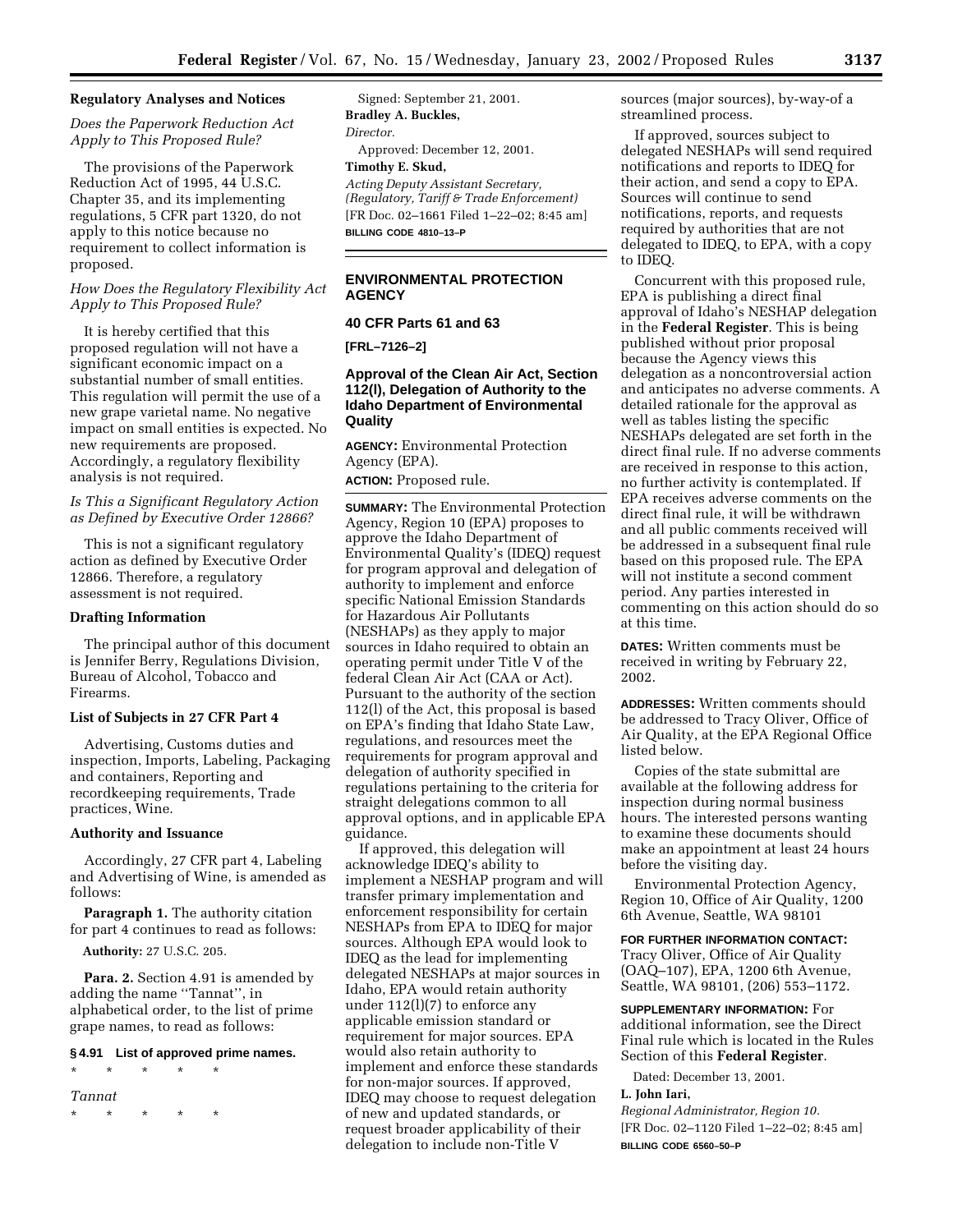**Regulatory Analyses and Notices**

*Does the Paperwork Reduction Act Apply to This Proposed Rule?*

The provisions of the Paperwork Reduction Act of 1995, 44 U.S.C. Chapter 35, and its implementing regulations, 5 CFR part 1320, do not apply to this notice because no requirement to collect information is proposed.

*How Does the Regulatory Flexibility Act Apply to This Proposed Rule?*

It is hereby certified that this proposed regulation will not have a significant economic impact on a substantial number of small entities. This regulation will permit the use of a new grape varietal name. No negative impact on small entities is expected. No new requirements are proposed. Accordingly, a regulatory flexibility analysis is not required.

*Is This a Significant Regulatory Action as Defined by Executive Order 12866?*

This is not a significant regulatory action as defined by Executive Order 12866. Therefore, a regulatory assessment is not required.

**Drafting Information**

The principal author of this document is Jennifer Berry, Regulations Division, Bureau of Alcohol, Tobacco and Firearms.

**List of Subjects in 27 CFR Part 4**

Advertising, Customs duties and inspection, Imports, Labeling, Packaging and containers, Reporting and recordkeeping requirements, Trade practices, Wine.

**Authority and Issuance**

Accordingly, 27 CFR part 4, Labeling and Advertising of Wine, is amended as follows:

**Paragraph 1.** The authority citation for part 4 continues to read as follows:

**Authority:** 27 U.S.C. 205.

**Para. 2.** Section 4.91 is amended by adding the name ''Tannat'', in alphabetical order, to the list of prime grape names, to read as follows:

**§ 4.91 List of approved prime names.**

\* \* \* \* \*

*Tannat*

\* \* \* \* \*

Signed: September 21, 2001.

**Bradley A. Buckles,**

*Director.*

Approved: December 12, 2001.

**Timothy E. Skud,**

*Acting Deputy Assistant Secretary, (Regulatory, Tariff & Trade Enforcement)*

[FR Doc. 02–1661 Filed 1–22–02; 8:45 am]

**BILLING CODE 4810–13–P**

---

## ENVIRONMENTAL PROTECTION AGENCY

### 40 CFR Parts 61 and 63

**[FRL–7126–2]**

### Approval of the Clean Air Act, Section 112(l), Delegation of Authority to the Idaho Department of Environmental Quality

**AGENCY:** Environmental Protection Agency (EPA).

**ACTION:** Proposed rule.

**SUMMARY:** The Environmental Protection Agency, Region 10 (EPA) proposes to approve the Idaho Department of Environmental Quality's (IDEQ) request for program approval and delegation of authority to implement and enforce specific National Emission Standards for Hazardous Air Pollutants (NESHAPs) as they apply to major sources in Idaho required to obtain an operating permit under Title V of the federal Clean Air Act (CAA or Act). Pursuant to the authority of the section 112(l) of the Act, this proposal is based on EPA's finding that Idaho State Law, regulations, and resources meet the requirements for program approval and delegation of authority specified in regulations pertaining to the criteria for straight delegations common to all approval options, and in applicable EPA guidance.

If approved, this delegation will acknowledge IDEQ's ability to implement a NESHAP program and will transfer primary implementation and enforcement responsibility for certain NESHAPs from EPA to IDEQ for major sources. Although EPA would look to IDEQ as the lead for implementing delegated NESHAPs at major sources in Idaho, EPA would retain authority under 112(l)(7) to enforce any applicable emission standard or requirement for major sources. EPA would also retain authority to implement and enforce these standards for non-major sources. If approved, IDEQ may choose to request delegation of new and updated standards, or request broader applicability of their delegation to include non-Title V sources (major sources), by-way-of a streamlined process.

If approved, sources subject to delegated NESHAPs will send required notifications and reports to IDEQ for their action, and send a copy to EPA. Sources will continue to send notifications, reports, and requests required by authorities that are not delegated to IDEQ, to EPA, with a copy to IDEQ.

Concurrent with this proposed rule, EPA is publishing a direct final approval of Idaho's NESHAP delegation in the **Federal Register**. This is being published without prior proposal because the Agency views this delegation as a noncontroversial action and anticipates no adverse comments. A detailed rationale for the approval as well as tables listing the specific NESHAPs delegated are set forth in the direct final rule. If no adverse comments are received in response to this action, no further activity is contemplated. If EPA receives adverse comments on the direct final rule, it will be withdrawn and all public comments received will be addressed in a subsequent final rule based on this proposed rule. The EPA will not institute a second comment period. Any parties interested in commenting on this action should do so at this time.

**DATES:** Written comments must be received in writing by February 22, 2002.

**ADDRESSES:** Written comments should be addressed to Tracy Oliver, Office of Air Quality, at the EPA Regional Office listed below.

Copies of the state submittal are available at the following address for inspection during normal business hours. The interested persons wanting to examine these documents should make an appointment at least 24 hours before the visiting day.

Environmental Protection Agency, Region 10, Office of Air Quality, 1200 6th Avenue, Seattle, WA 98101

**FOR FURTHER INFORMATION CONTACT:** Tracy Oliver, Office of Air Quality (OAQ–107), EPA, 1200 6th Avenue, Seattle, WA 98101, (206) 553–1172.

**SUPPLEMENTARY INFORMATION:** For additional information, see the Direct Final rule which is located in the Rules Section of this **Federal Register**.

Dated: December 13, 2001.

**L. John Iani,**

*Regional Administrator, Region 10.*

[FR Doc. 02–1120 Filed 1–22–02; 8:45 am]

**BILLING CODE 6560–50–P**